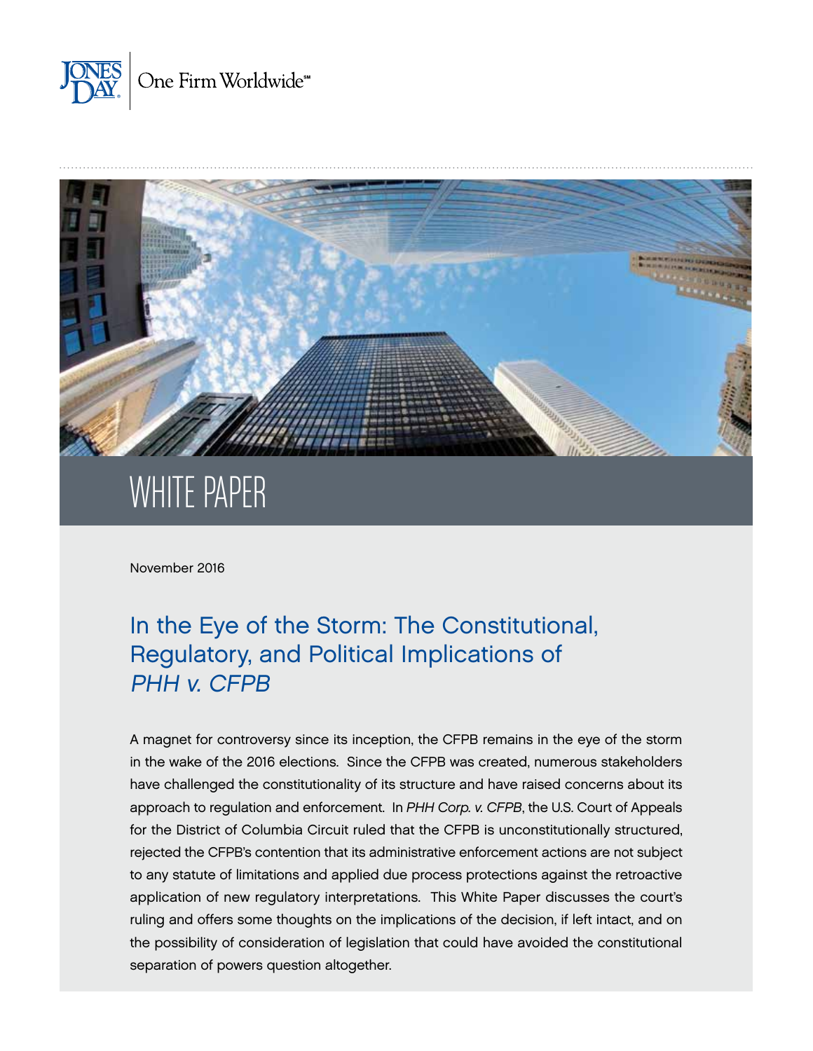JONES DAY | One Firm Worldwide℠

# WHITE PAPER

November 2016

## In the Eye of the Storm: The Constitutional, Regulatory, and Political Implications of *PHH v. CFPB*

A magnet for controversy since its inception, the CFPB remains in the eye of the storm in the wake of the 2016 elections. Since the CFPB was created, numerous stakeholders have challenged the constitutionality of its structure and have raised concerns about its approach to regulation and enforcement. In *PHH Corp. v. CFPB*, the U.S. Court of Appeals for the District of Columbia Circuit ruled that the CFPB is unconstitutionally structured, rejected the CFPB's contention that its administrative enforcement actions are not subject to any statute of limitations and applied due process protections against the retroactive application of new regulatory interpretations. This White Paper discusses the court's ruling and offers some thoughts on the implications of the decision, if left intact, and on the possibility of consideration of legislation that could have avoided the constitutional separation of powers question altogether.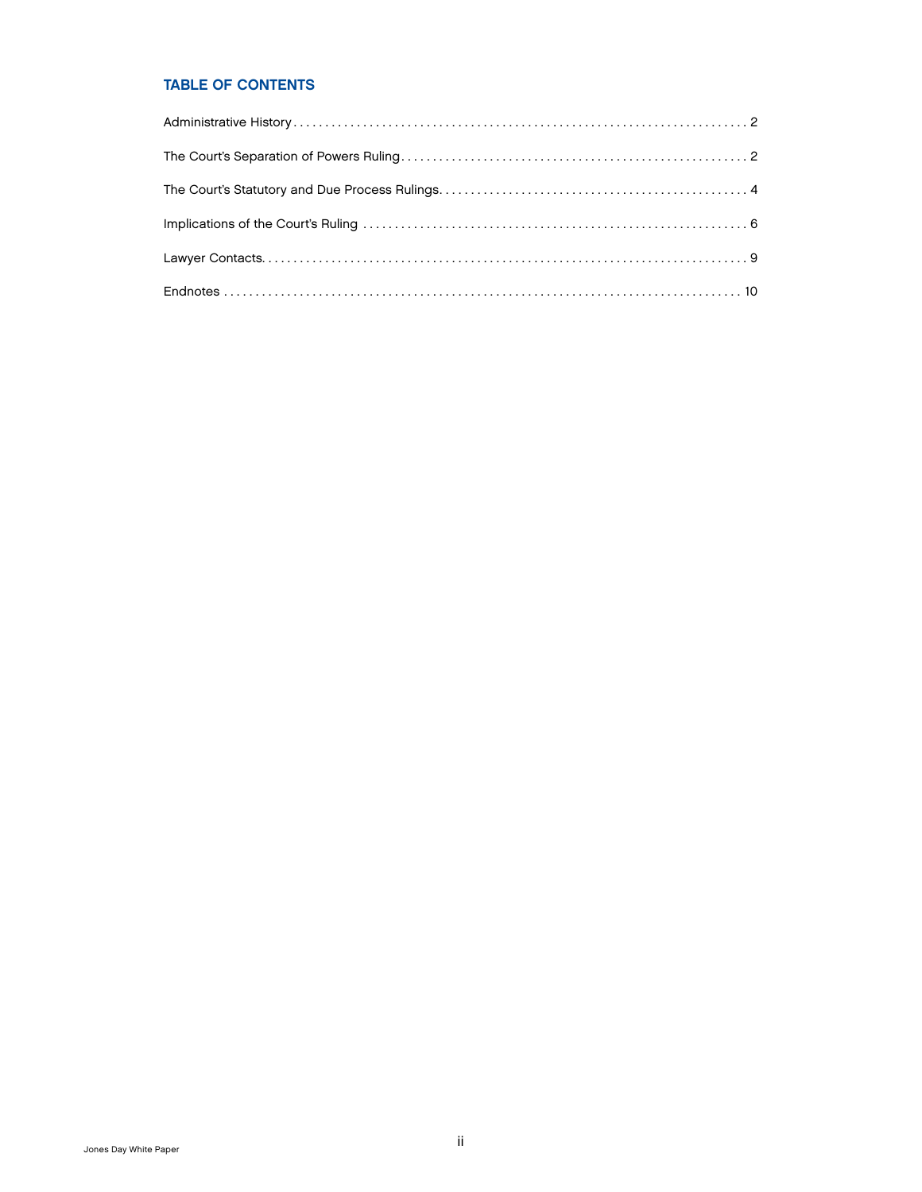## TABLE OF CONTENTS

Administrative History . . . . . . . . . . . . . . . . . . . . . . . . . . . . . . . . . . . . . . . . . . . . . . . . . . . . . . . . . . . . . . . . . . . . . . . . . 2

The Court's Separation of Powers Ruling . . . . . . . . . . . . . . . . . . . . . . . . . . . . . . . . . . . . . . . . . . . . . . . . . . . . . . . 2

The Court's Statutory and Due Process Rulings . . . . . . . . . . . . . . . . . . . . . . . . . . . . . . . . . . . . . . . . . . . . . . . . . 4

Implications of the Court's Ruling . . . . . . . . . . . . . . . . . . . . . . . . . . . . . . . . . . . . . . . . . . . . . . . . . . . . . . . . . . . . 6

Lawyer Contacts . . . . . . . . . . . . . . . . . . . . . . . . . . . . . . . . . . . . . . . . . . . . . . . . . . . . . . . . . . . . . . . . . . . . . . . . . . . 9

Endnotes . . . . . . . . . . . . . . . . . . . . . . . . . . . . . . . . . . . . . . . . . . . . . . . . . . . . . . . . . . . . . . . . . . . . . . . . . . . . . . . 10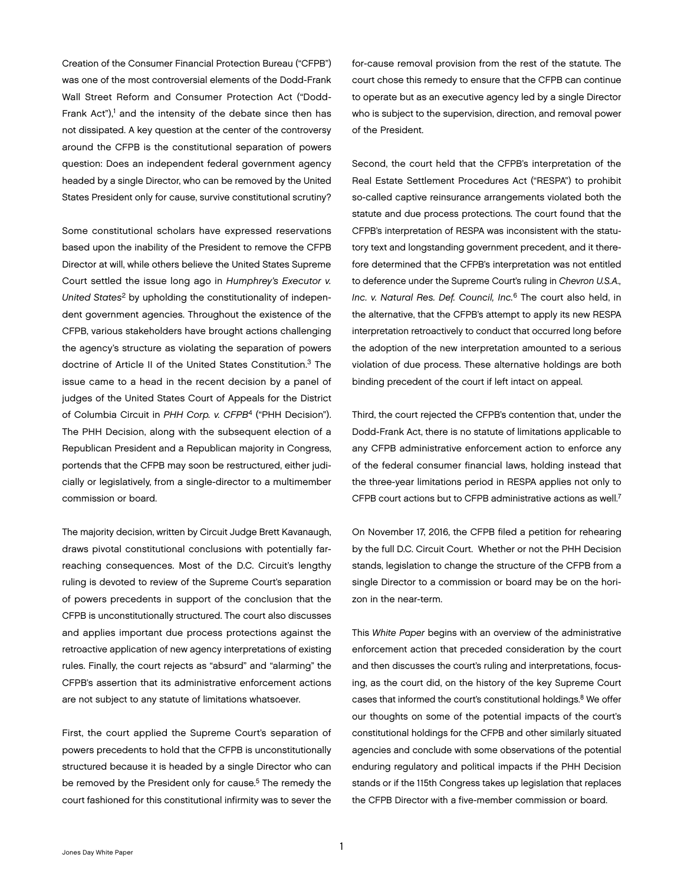Creation of the Consumer Financial Protection Bureau ("CFPB") was one of the most controversial elements of the Dodd-Frank Wall Street Reform and Consumer Protection Act ("Dodd-Frank Act"),[1] and the intensity of the debate since then has not dissipated. A key question at the center of the controversy around the CFPB is the constitutional separation of powers question: Does an independent federal government agency headed by a single Director, who can be removed by the United States President only for cause, survive constitutional scrutiny?

Some constitutional scholars have expressed reservations based upon the inability of the President to remove the CFPB Director at will, while others believe the United States Supreme Court settled the issue long ago in *Humphrey's Executor v. United States*[2] by upholding the constitutionality of independent government agencies. Throughout the existence of the CFPB, various stakeholders have brought actions challenging the agency's structure as violating the separation of powers doctrine of Article II of the United States Constitution.[3] The issue came to a head in the recent decision by a panel of judges of the United States Court of Appeals for the District of Columbia Circuit in *PHH Corp. v. CFPB*[4] ("PHH Decision"). The PHH Decision, along with the subsequent election of a Republican President and a Republican majority in Congress, portends that the CFPB may soon be restructured, either judicially or legislatively, from a single-director to a multimember commission or board.

The majority decision, written by Circuit Judge Brett Kavanaugh, draws pivotal constitutional conclusions with potentially far-reaching consequences. Most of the D.C. Circuit's lengthy ruling is devoted to review of the Supreme Court's separation of powers precedents in support of the conclusion that the CFPB is unconstitutionally structured. The court also discusses and applies important due process protections against the retroactive application of new agency interpretations of existing rules. Finally, the court rejects as "absurd" and "alarming" the CFPB's assertion that its administrative enforcement actions are not subject to any statute of limitations whatsoever.

First, the court applied the Supreme Court's separation of powers precedents to hold that the CFPB is unconstitutionally structured because it is headed by a single Director who can be removed by the President only for cause.[5] The remedy the court fashioned for this constitutional infirmity was to sever the for-cause removal provision from the rest of the statute. The court chose this remedy to ensure that the CFPB can continue to operate but as an executive agency led by a single Director who is subject to the supervision, direction, and removal power of the President.

Second, the court held that the CFPB's interpretation of the Real Estate Settlement Procedures Act ("RESPA") to prohibit so-called captive reinsurance arrangements violated both the statute and due process protections. The court found that the CFPB's interpretation of RESPA was inconsistent with the statutory text and longstanding government precedent, and it therefore determined that the CFPB's interpretation was not entitled to deference under the Supreme Court's ruling in *Chevron U.S.A., Inc. v. Natural Res. Def. Council, Inc.*[6] The court also held, in the alternative, that the CFPB's attempt to apply its new RESPA interpretation retroactively to conduct that occurred long before the adoption of the new interpretation amounted to a serious violation of due process. These alternative holdings are both binding precedent of the court if left intact on appeal.

Third, the court rejected the CFPB's contention that, under the Dodd-Frank Act, there is no statute of limitations applicable to any CFPB administrative enforcement action to enforce any of the federal consumer financial laws, holding instead that the three-year limitations period in RESPA applies not only to CFPB court actions but to CFPB administrative actions as well.[7]

On November 17, 2016, the CFPB filed a petition for rehearing by the full D.C. Circuit Court. Whether or not the PHH Decision stands, legislation to change the structure of the CFPB from a single Director to a commission or board may be on the horizon in the near-term.

This *White Paper* begins with an overview of the administrative enforcement action that preceded consideration by the court and then discusses the court's ruling and interpretations, focusing, as the court did, on the history of the key Supreme Court cases that informed the court's constitutional holdings.[8] We offer our thoughts on some of the potential impacts of the court's constitutional holdings for the CFPB and other similarly situated agencies and conclude with some observations of the potential enduring regulatory and political impacts if the PHH Decision stands or if the 115th Congress takes up legislation that replaces the CFPB Director with a five-member commission or board.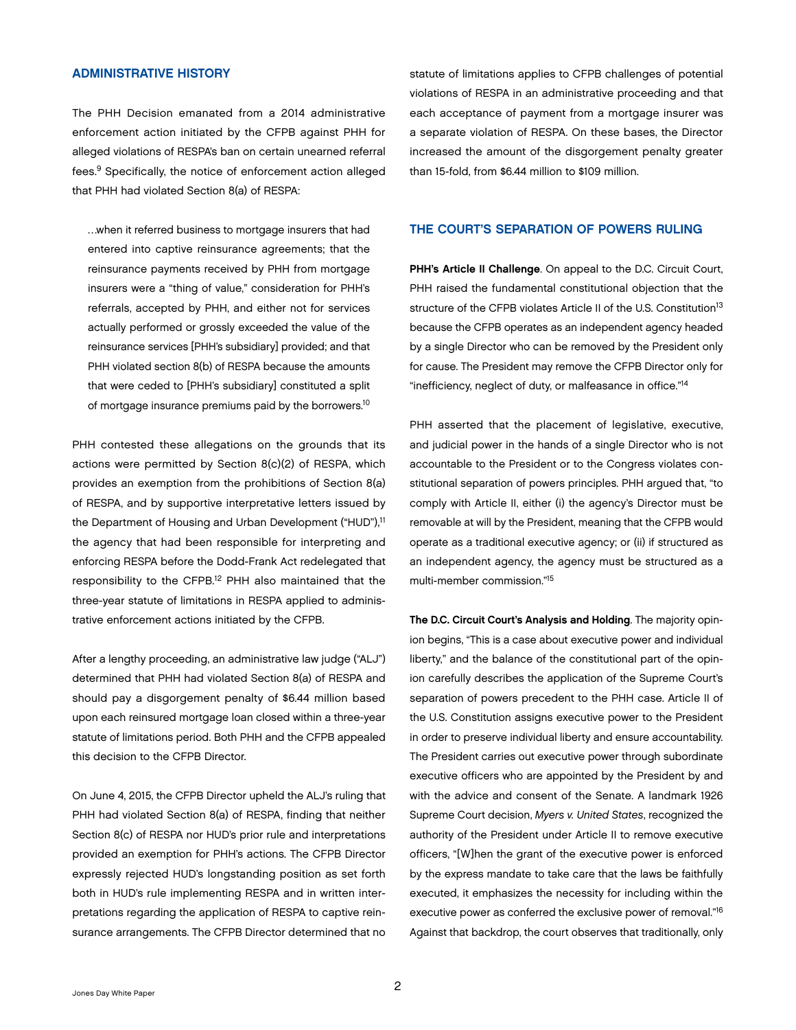## ADMINISTRATIVE HISTORY

The PHH Decision emanated from a 2014 administrative enforcement action initiated by the CFPB against PHH for alleged violations of RESPA's ban on certain unearned referral fees.[9] Specifically, the notice of enforcement action alleged that PHH had violated Section 8(a) of RESPA:

> …when it referred business to mortgage insurers that had entered into captive reinsurance agreements; that the reinsurance payments received by PHH from mortgage insurers were a "thing of value," consideration for PHH's referrals, accepted by PHH, and either not for services actually performed or grossly exceeded the value of the reinsurance services [PHH's subsidiary] provided; and that PHH violated section 8(b) of RESPA because the amounts that were ceded to [PHH's subsidiary] constituted a split of mortgage insurance premiums paid by the borrowers.[10]

PHH contested these allegations on the grounds that its actions were permitted by Section 8(c)(2) of RESPA, which provides an exemption from the prohibitions of Section 8(a) of RESPA, and by supportive interpretative letters issued by the Department of Housing and Urban Development ("HUD"),[11] the agency that had been responsible for interpreting and enforcing RESPA before the Dodd-Frank Act redelegated that responsibility to the CFPB.[12] PHH also maintained that the three-year statute of limitations in RESPA applied to administrative enforcement actions initiated by the CFPB.

After a lengthy proceeding, an administrative law judge ("ALJ") determined that PHH had violated Section 8(a) of RESPA and should pay a disgorgement penalty of $6.44 million based upon each reinsured mortgage loan closed within a three-year statute of limitations period. Both PHH and the CFPB appealed this decision to the CFPB Director.

On June 4, 2015, the CFPB Director upheld the ALJ's ruling that PHH had violated Section 8(a) of RESPA, finding that neither Section 8(c) of RESPA nor HUD's prior rule and interpretations provided an exemption for PHH's actions. The CFPB Director expressly rejected HUD's longstanding position as set forth both in HUD's rule implementing RESPA and in written interpretations regarding the application of RESPA to captive reinsurance arrangements. The CFPB Director determined that no statute of limitations applies to CFPB challenges of potential violations of RESPA in an administrative proceeding and that each acceptance of payment from a mortgage insurer was a separate violation of RESPA. On these bases, the Director increased the amount of the disgorgement penalty greater than 15-fold, from $6.44 million to $109 million.

## THE COURT'S SEPARATION OF POWERS RULING

**PHH's Article II Challenge**. On appeal to the D.C. Circuit Court, PHH raised the fundamental constitutional objection that the structure of the CFPB violates Article II of the U.S. Constitution[13] because the CFPB operates as an independent agency headed by a single Director who can be removed by the President only for cause. The President may remove the CFPB Director only for "inefficiency, neglect of duty, or malfeasance in office."[14]

PHH asserted that the placement of legislative, executive, and judicial power in the hands of a single Director who is not accountable to the President or to the Congress violates constitutional separation of powers principles. PHH argued that, "to comply with Article II, either (i) the agency's Director must be removable at will by the President, meaning that the CFPB would operate as a traditional executive agency; or (ii) if structured as an independent agency, the agency must be structured as a multi-member commission."[15]

**The D.C. Circuit Court's Analysis and Holding**. The majority opinion begins, "This is a case about executive power and individual liberty," and the balance of the constitutional part of the opinion carefully describes the application of the Supreme Court's separation of powers precedent to the PHH case. Article II of the U.S. Constitution assigns executive power to the President in order to preserve individual liberty and ensure accountability. The President carries out executive power through subordinate executive officers who are appointed by the President by and with the advice and consent of the Senate. A landmark 1926 Supreme Court decision, *Myers v. United States*, recognized the authority of the President under Article II to remove executive officers, "[W]hen the grant of the executive power is enforced by the express mandate to take care that the laws be faithfully executed, it emphasizes the necessity for including within the executive power as conferred the exclusive power of removal."[16] Against that backdrop, the court observes that traditionally, only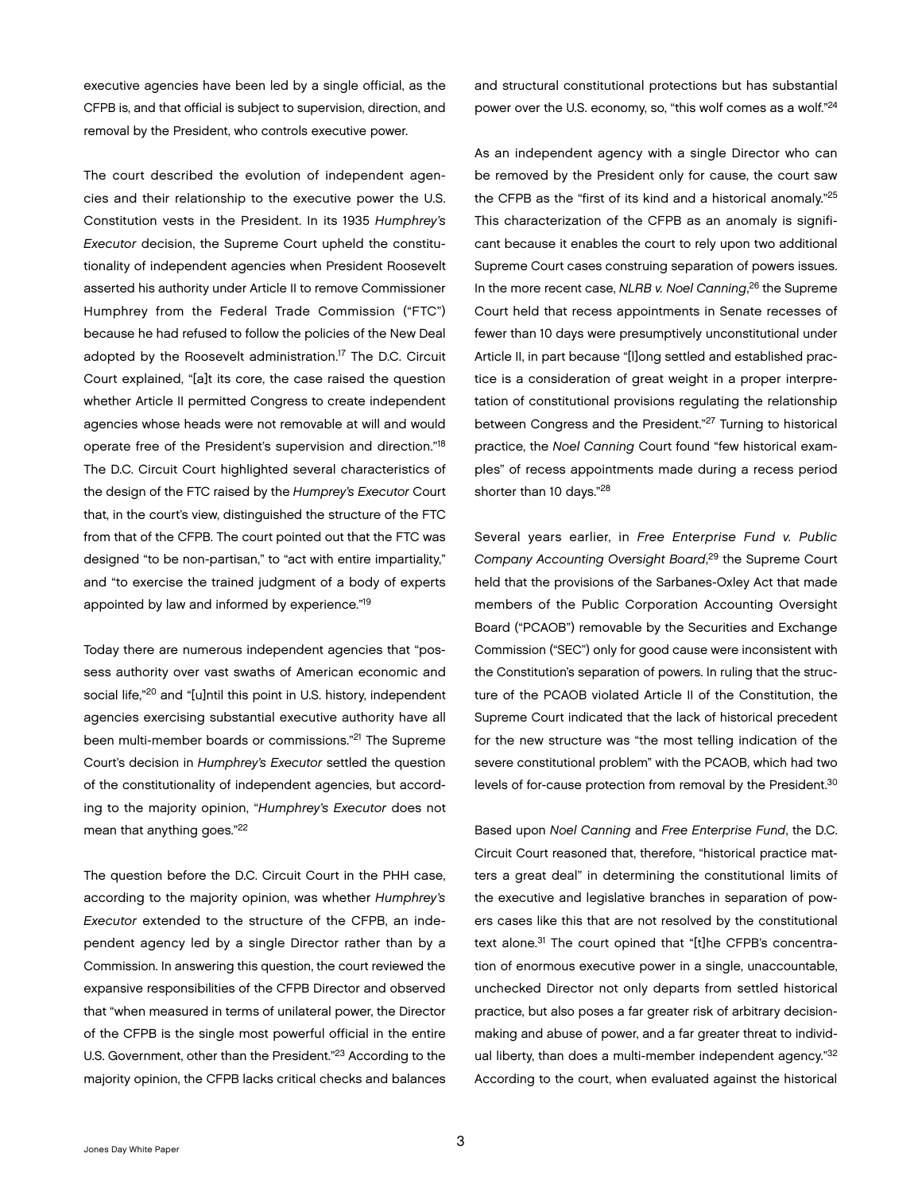executive agencies have been led by a single official, as the CFPB is, and that official is subject to supervision, direction, and removal by the President, who controls executive power.

The court described the evolution of independent agencies and their relationship to the executive power the U.S. Constitution vests in the President. In its 1935 *Humphrey's Executor* decision, the Supreme Court upheld the constitutionality of independent agencies when President Roosevelt asserted his authority under Article II to remove Commissioner Humphrey from the Federal Trade Commission ("FTC") because he had refused to follow the policies of the New Deal adopted by the Roosevelt administration.[17] The D.C. Circuit Court explained, "[a]t its core, the case raised the question whether Article II permitted Congress to create independent agencies whose heads were not removable at will and would operate free of the President's supervision and direction."[18] The D.C. Circuit Court highlighted several characteristics of the design of the FTC raised by the *Humprey's Executor* Court that, in the court's view, distinguished the structure of the FTC from that of the CFPB. The court pointed out that the FTC was designed "to be non-partisan," to "act with entire impartiality," and "to exercise the trained judgment of a body of experts appointed by law and informed by experience."[19]

Today there are numerous independent agencies that "possess authority over vast swaths of American economic and social life,"[20] and "[u]ntil this point in U.S. history, independent agencies exercising substantial executive authority have all been multi-member boards or commissions."[21] The Supreme Court's decision in *Humphrey's Executor* settled the question of the constitutionality of independent agencies, but according to the majority opinion, "*Humphrey's Executor* does not mean that anything goes."[22]

The question before the D.C. Circuit Court in the PHH case, according to the majority opinion, was whether *Humphrey's Executor* extended to the structure of the CFPB, an independent agency led by a single Director rather than by a Commission. In answering this question, the court reviewed the expansive responsibilities of the CFPB Director and observed that "when measured in terms of unilateral power, the Director of the CFPB is the single most powerful official in the entire U.S. Government, other than the President."[23] According to the majority opinion, the CFPB lacks critical checks and balances and structural constitutional protections but has substantial power over the U.S. economy, so, "this wolf comes as a wolf."[24]

As an independent agency with a single Director who can be removed by the President only for cause, the court saw the CFPB as the "first of its kind and a historical anomaly."[25] This characterization of the CFPB as an anomaly is significant because it enables the court to rely upon two additional Supreme Court cases construing separation of powers issues. In the more recent case, *NLRB v. Noel Canning*,[26] the Supreme Court held that recess appointments in Senate recesses of fewer than 10 days were presumptively unconstitutional under Article II, in part because "[l]ong settled and established practice is a consideration of great weight in a proper interpretation of constitutional provisions regulating the relationship between Congress and the President."[27] Turning to historical practice, the *Noel Canning* Court found "few historical examples" of recess appointments made during a recess period shorter than 10 days."[28]

Several years earlier, in *Free Enterprise Fund v. Public Company Accounting Oversight Board*,[29] the Supreme Court held that the provisions of the Sarbanes-Oxley Act that made members of the Public Corporation Accounting Oversight Board ("PCAOB") removable by the Securities and Exchange Commission ("SEC") only for good cause were inconsistent with the Constitution's separation of powers. In ruling that the structure of the PCAOB violated Article II of the Constitution, the Supreme Court indicated that the lack of historical precedent for the new structure was "the most telling indication of the severe constitutional problem" with the PCAOB, which had two levels of for-cause protection from removal by the President.[30]

Based upon *Noel Canning* and *Free Enterprise Fund*, the D.C. Circuit Court reasoned that, therefore, "historical practice matters a great deal" in determining the constitutional limits of the executive and legislative branches in separation of powers cases like this that are not resolved by the constitutional text alone.[31] The court opined that "[t]he CFPB's concentration of enormous executive power in a single, unaccountable, unchecked Director not only departs from settled historical practice, but also poses a far greater risk of arbitrary decision-making and abuse of power, and a far greater threat to individual liberty, than does a multi-member independent agency."[32] According to the court, when evaluated against the historical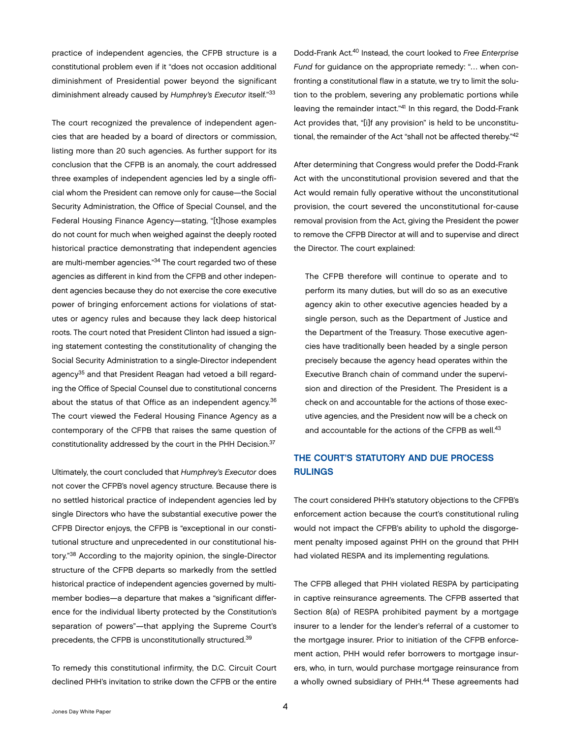practice of independent agencies, the CFPB structure is a constitutional problem even if it "does not occasion additional diminishment of Presidential power beyond the significant diminishment already caused by *Humphrey's Executor* itself."[33]

The court recognized the prevalence of independent agencies that are headed by a board of directors or commission, listing more than 20 such agencies. As further support for its conclusion that the CFPB is an anomaly, the court addressed three examples of independent agencies led by a single official whom the President can remove only for cause—the Social Security Administration, the Office of Special Counsel, and the Federal Housing Finance Agency—stating, "[t]hose examples do not count for much when weighed against the deeply rooted historical practice demonstrating that independent agencies are multi-member agencies."[34] The court regarded two of these agencies as different in kind from the CFPB and other independent agencies because they do not exercise the core executive power of bringing enforcement actions for violations of statutes or agency rules and because they lack deep historical roots. The court noted that President Clinton had issued a signing statement contesting the constitutionality of changing the Social Security Administration to a single-Director independent agency[35] and that President Reagan had vetoed a bill regarding the Office of Special Counsel due to constitutional concerns about the status of that Office as an independent agency.[36] The court viewed the Federal Housing Finance Agency as a contemporary of the CFPB that raises the same question of constitutionality addressed by the court in the PHH Decision.[37]

Ultimately, the court concluded that *Humphrey's Executor* does not cover the CFPB's novel agency structure. Because there is no settled historical practice of independent agencies led by single Directors who have the substantial executive power the CFPB Director enjoys, the CFPB is "exceptional in our constitutional structure and unprecedented in our constitutional history."[38] According to the majority opinion, the single-Director structure of the CFPB departs so markedly from the settled historical practice of independent agencies governed by multi-member bodies—a departure that makes a "significant difference for the individual liberty protected by the Constitution's separation of powers"—that applying the Supreme Court's precedents, the CFPB is unconstitutionally structured.[39]

To remedy this constitutional infirmity, the D.C. Circuit Court declined PHH's invitation to strike down the CFPB or the entire Dodd-Frank Act.[40] Instead, the court looked to *Free Enterprise Fund* for guidance on the appropriate remedy: "… when confronting a constitutional flaw in a statute, we try to limit the solution to the problem, severing any problematic portions while leaving the remainder intact."[41] In this regard, the Dodd-Frank Act provides that, "[i]f any provision" is held to be unconstitutional, the remainder of the Act "shall not be affected thereby."[42]

After determining that Congress would prefer the Dodd-Frank Act with the unconstitutional provision severed and that the Act would remain fully operative without the unconstitutional provision, the court severed the unconstitutional for-cause removal provision from the Act, giving the President the power to remove the CFPB Director at will and to supervise and direct the Director. The court explained:

> The CFPB therefore will continue to operate and to perform its many duties, but will do so as an executive agency akin to other executive agencies headed by a single person, such as the Department of Justice and the Department of the Treasury. Those executive agencies have traditionally been headed by a single person precisely because the agency head operates within the Executive Branch chain of command under the supervision and direction of the President. The President is a check on and accountable for the actions of those executive agencies, and the President now will be a check on and accountable for the actions of the CFPB as well.[43]

## THE COURT'S STATUTORY AND DUE PROCESS RULINGS

The court considered PHH's statutory objections to the CFPB's enforcement action because the court's constitutional ruling would not impact the CFPB's ability to uphold the disgorgement penalty imposed against PHH on the ground that PHH had violated RESPA and its implementing regulations.

The CFPB alleged that PHH violated RESPA by participating in captive reinsurance agreements. The CFPB asserted that Section 8(a) of RESPA prohibited payment by a mortgage insurer to a lender for the lender's referral of a customer to the mortgage insurer. Prior to initiation of the CFPB enforcement action, PHH would refer borrowers to mortgage insurers, who, in turn, would purchase mortgage reinsurance from a wholly owned subsidiary of PHH.[44] These agreements had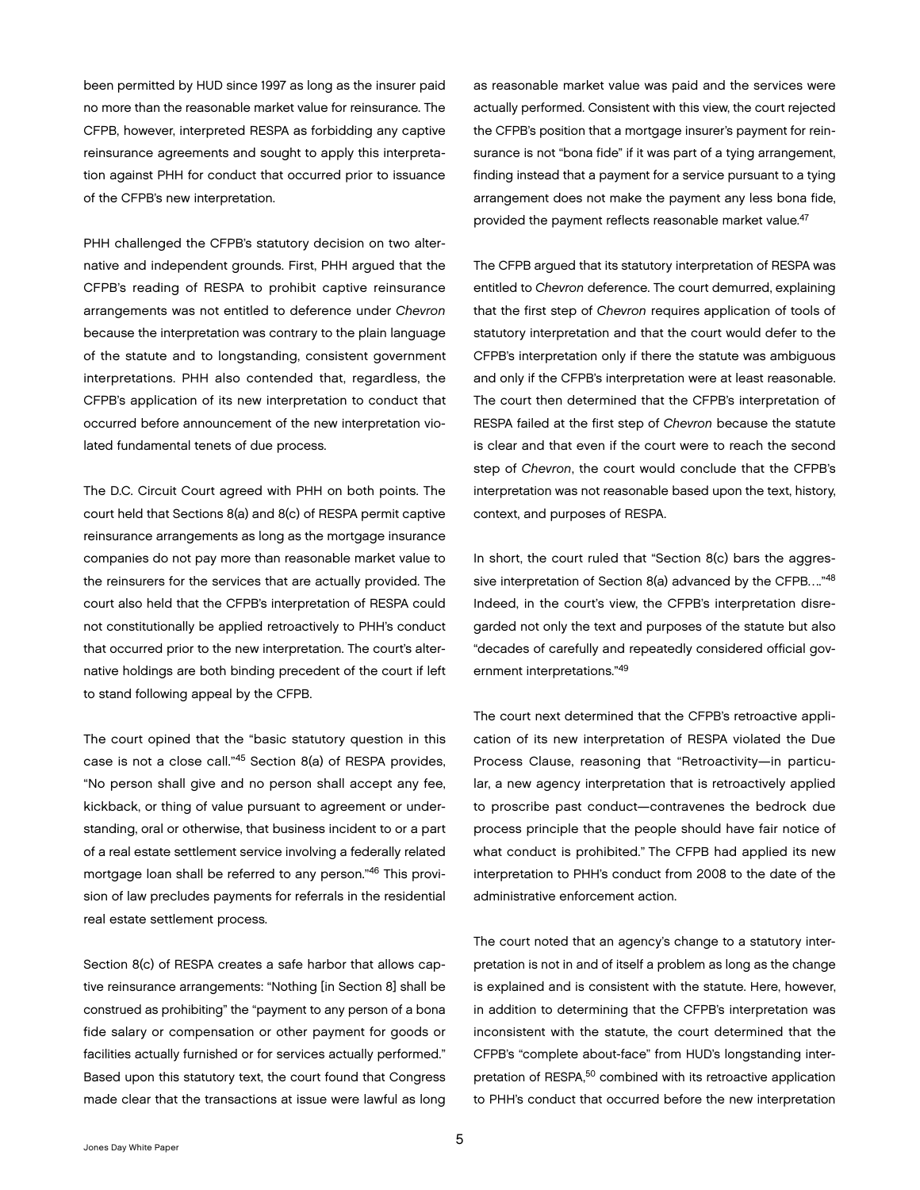been permitted by HUD since 1997 as long as the insurer paid no more than the reasonable market value for reinsurance. The CFPB, however, interpreted RESPA as forbidding any captive reinsurance agreements and sought to apply this interpretation against PHH for conduct that occurred prior to issuance of the CFPB's new interpretation.

PHH challenged the CFPB's statutory decision on two alternative and independent grounds. First, PHH argued that the CFPB's reading of RESPA to prohibit captive reinsurance arrangements was not entitled to deference under *Chevron* because the interpretation was contrary to the plain language of the statute and to longstanding, consistent government interpretations. PHH also contended that, regardless, the CFPB's application of its new interpretation to conduct that occurred before announcement of the new interpretation violated fundamental tenets of due process.

The D.C. Circuit Court agreed with PHH on both points. The court held that Sections 8(a) and 8(c) of RESPA permit captive reinsurance arrangements as long as the mortgage insurance companies do not pay more than reasonable market value to the reinsurers for the services that are actually provided. The court also held that the CFPB's interpretation of RESPA could not constitutionally be applied retroactively to PHH's conduct that occurred prior to the new interpretation. The court's alternative holdings are both binding precedent of the court if left to stand following appeal by the CFPB.

The court opined that the "basic statutory question in this case is not a close call."[45] Section 8(a) of RESPA provides, "No person shall give and no person shall accept any fee, kickback, or thing of value pursuant to agreement or understanding, oral or otherwise, that business incident to or a part of a real estate settlement service involving a federally related mortgage loan shall be referred to any person."[46] This provision of law precludes payments for referrals in the residential real estate settlement process.

Section 8(c) of RESPA creates a safe harbor that allows captive reinsurance arrangements: "Nothing [in Section 8] shall be construed as prohibiting" the "payment to any person of a bona fide salary or compensation or other payment for goods or facilities actually furnished or for services actually performed." Based upon this statutory text, the court found that Congress made clear that the transactions at issue were lawful as long as reasonable market value was paid and the services were actually performed. Consistent with this view, the court rejected the CFPB's position that a mortgage insurer's payment for reinsurance is not "bona fide" if it was part of a tying arrangement, finding instead that a payment for a service pursuant to a tying arrangement does not make the payment any less bona fide, provided the payment reflects reasonable market value.[47]

The CFPB argued that its statutory interpretation of RESPA was entitled to *Chevron* deference. The court demurred, explaining that the first step of *Chevron* requires application of tools of statutory interpretation and that the court would defer to the CFPB's interpretation only if there the statute was ambiguous and only if the CFPB's interpretation were at least reasonable. The court then determined that the CFPB's interpretation of RESPA failed at the first step of *Chevron* because the statute is clear and that even if the court were to reach the second step of *Chevron*, the court would conclude that the CFPB's interpretation was not reasonable based upon the text, history, context, and purposes of RESPA.

In short, the court ruled that "Section 8(c) bars the aggressive interpretation of Section 8(a) advanced by the CFPB…."[48] Indeed, in the court's view, the CFPB's interpretation disregarded not only the text and purposes of the statute but also "decades of carefully and repeatedly considered official government interpretations."[49]

The court next determined that the CFPB's retroactive application of its new interpretation of RESPA violated the Due Process Clause, reasoning that "Retroactivity—in particular, a new agency interpretation that is retroactively applied to proscribe past conduct—contravenes the bedrock due process principle that the people should have fair notice of what conduct is prohibited." The CFPB had applied its new interpretation to PHH's conduct from 2008 to the date of the administrative enforcement action.

The court noted that an agency's change to a statutory interpretation is not in and of itself a problem as long as the change is explained and is consistent with the statute. Here, however, in addition to determining that the CFPB's interpretation was inconsistent with the statute, the court determined that the CFPB's "complete about-face" from HUD's longstanding interpretation of RESPA,[50] combined with its retroactive application to PHH's conduct that occurred before the new interpretation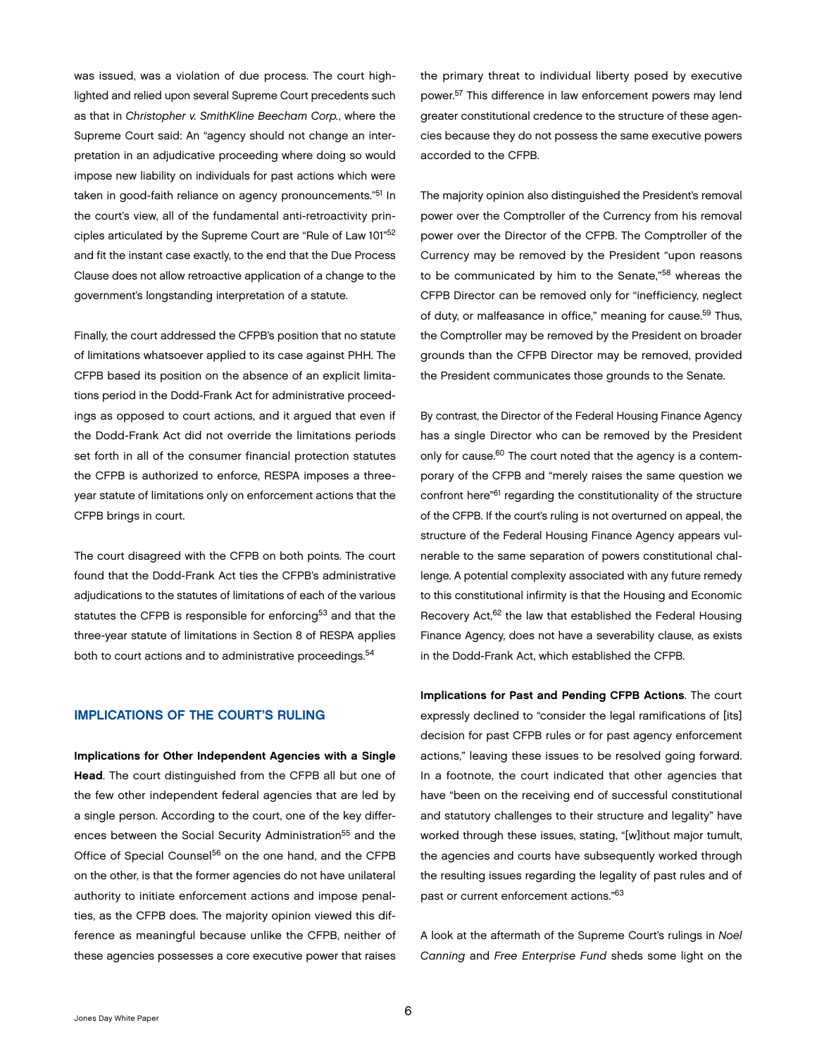was issued, was a violation of due process. The court highlighted and relied upon several Supreme Court precedents such as that in *Christopher v. SmithKline Beecham Corp.*, where the Supreme Court said: An "agency should not change an interpretation in an adjudicative proceeding where doing so would impose new liability on individuals for past actions which were taken in good-faith reliance on agency pronouncements."[51] In the court's view, all of the fundamental anti-retroactivity principles articulated by the Supreme Court are "Rule of Law 101"[52] and fit the instant case exactly, to the end that the Due Process Clause does not allow retroactive application of a change to the government's longstanding interpretation of a statute.

Finally, the court addressed the CFPB's position that no statute of limitations whatsoever applied to its case against PHH. The CFPB based its position on the absence of an explicit limitations period in the Dodd-Frank Act for administrative proceedings as opposed to court actions, and it argued that even if the Dodd-Frank Act did not override the limitations periods set forth in all of the consumer financial protection statutes the CFPB is authorized to enforce, RESPA imposes a three-year statute of limitations only on enforcement actions that the CFPB brings in court.

The court disagreed with the CFPB on both points. The court found that the Dodd-Frank Act ties the CFPB's administrative adjudications to the statutes of limitations of each of the various statutes the CFPB is responsible for enforcing[53] and that the three-year statute of limitations in Section 8 of RESPA applies both to court actions and to administrative proceedings.[54]

## IMPLICATIONS OF THE COURT'S RULING

**Implications for Other Independent Agencies with a Single Head**. The court distinguished from the CFPB all but one of the few other independent federal agencies that are led by a single person. According to the court, one of the key differences between the Social Security Administration[55] and the Office of Special Counsel[56] on the one hand, and the CFPB on the other, is that the former agencies do not have unilateral authority to initiate enforcement actions and impose penalties, as the CFPB does. The majority opinion viewed this difference as meaningful because unlike the CFPB, neither of these agencies possesses a core executive power that raises the primary threat to individual liberty posed by executive power.[57] This difference in law enforcement powers may lend greater constitutional credence to the structure of these agencies because they do not possess the same executive powers accorded to the CFPB.

The majority opinion also distinguished the President's removal power over the Comptroller of the Currency from his removal power over the Director of the CFPB. The Comptroller of the Currency may be removed by the President "upon reasons to be communicated by him to the Senate,"[58] whereas the CFPB Director can be removed only for "inefficiency, neglect of duty, or malfeasance in office," meaning for cause.[59] Thus, the Comptroller may be removed by the President on broader grounds than the CFPB Director may be removed, provided the President communicates those grounds to the Senate.

By contrast, the Director of the Federal Housing Finance Agency has a single Director who can be removed by the President only for cause.[60] The court noted that the agency is a contemporary of the CFPB and "merely raises the same question we confront here"[61] regarding the constitutionality of the structure of the CFPB. If the court's ruling is not overturned on appeal, the structure of the Federal Housing Finance Agency appears vulnerable to the same separation of powers constitutional challenge. A potential complexity associated with any future remedy to this constitutional infirmity is that the Housing and Economic Recovery Act,[62] the law that established the Federal Housing Finance Agency, does not have a severability clause, as exists in the Dodd-Frank Act, which established the CFPB.

**Implications for Past and Pending CFPB Actions**. The court expressly declined to "consider the legal ramifications of [its] decision for past CFPB rules or for past agency enforcement actions," leaving these issues to be resolved going forward. In a footnote, the court indicated that other agencies that have "been on the receiving end of successful constitutional and statutory challenges to their structure and legality" have worked through these issues, stating, "[w]ithout major tumult, the agencies and courts have subsequently worked through the resulting issues regarding the legality of past rules and of past or current enforcement actions."[63]

A look at the aftermath of the Supreme Court's rulings in *Noel Canning* and *Free Enterprise Fund* sheds some light on the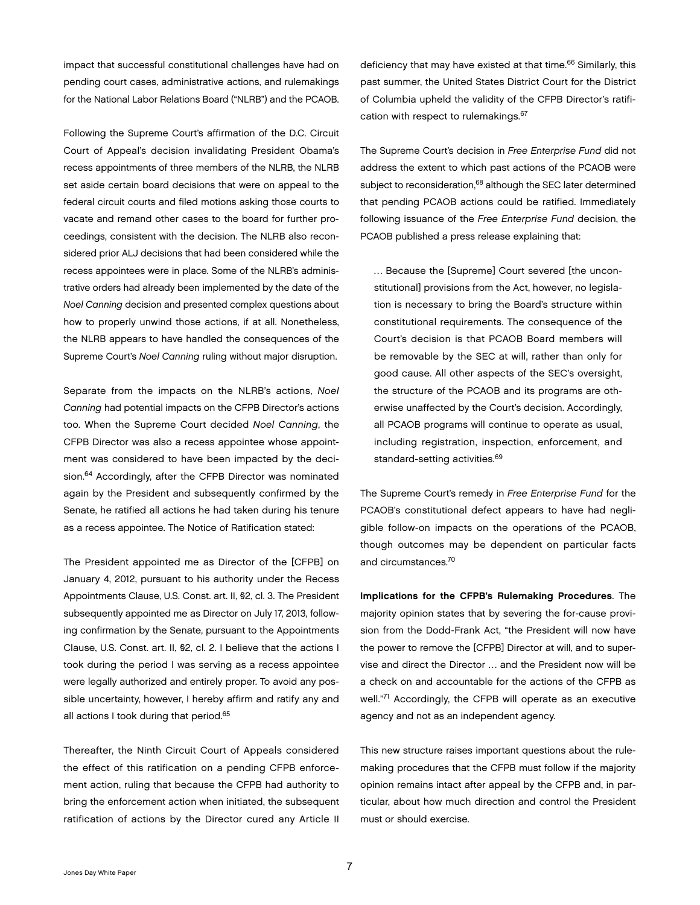impact that successful constitutional challenges have had on pending court cases, administrative actions, and rulemakings for the National Labor Relations Board ("NLRB") and the PCAOB.

Following the Supreme Court's affirmation of the D.C. Circuit Court of Appeal's decision invalidating President Obama's recess appointments of three members of the NLRB, the NLRB set aside certain board decisions that were on appeal to the federal circuit courts and filed motions asking those courts to vacate and remand other cases to the board for further proceedings, consistent with the decision. The NLRB also reconsidered prior ALJ decisions that had been considered while the recess appointees were in place. Some of the NLRB's administrative orders had already been implemented by the date of the *Noel Canning* decision and presented complex questions about how to properly unwind those actions, if at all. Nonetheless, the NLRB appears to have handled the consequences of the Supreme Court's *Noel Canning* ruling without major disruption.

Separate from the impacts on the NLRB's actions, *Noel Canning* had potential impacts on the CFPB Director's actions too. When the Supreme Court decided *Noel Canning*, the CFPB Director was also a recess appointee whose appointment was considered to have been impacted by the decision.[64] Accordingly, after the CFPB Director was nominated again by the President and subsequently confirmed by the Senate, he ratified all actions he had taken during his tenure as a recess appointee. The Notice of Ratification stated:

The President appointed me as Director of the [CFPB] on January 4, 2012, pursuant to his authority under the Recess Appointments Clause, U.S. Const. art. II, §2, cl. 3. The President subsequently appointed me as Director on July 17, 2013, following confirmation by the Senate, pursuant to the Appointments Clause, U.S. Const. art. II, §2, cl. 2. I believe that the actions I took during the period I was serving as a recess appointee were legally authorized and entirely proper. To avoid any possible uncertainty, however, I hereby affirm and ratify any and all actions I took during that period.[65]

Thereafter, the Ninth Circuit Court of Appeals considered the effect of this ratification on a pending CFPB enforcement action, ruling that because the CFPB had authority to bring the enforcement action when initiated, the subsequent ratification of actions by the Director cured any Article II deficiency that may have existed at that time.[66] Similarly, this past summer, the United States District Court for the District of Columbia upheld the validity of the CFPB Director's ratification with respect to rulemakings.[67]

The Supreme Court's decision in *Free Enterprise Fund* did not address the extent to which past actions of the PCAOB were subject to reconsideration,[68] although the SEC later determined that pending PCAOB actions could be ratified. Immediately following issuance of the *Free Enterprise Fund* decision, the PCAOB published a press release explaining that:

> … Because the [Supreme] Court severed [the unconstitutional] provisions from the Act, however, no legislation is necessary to bring the Board's structure within constitutional requirements. The consequence of the Court's decision is that PCAOB Board members will be removable by the SEC at will, rather than only for good cause. All other aspects of the SEC's oversight, the structure of the PCAOB and its programs are otherwise unaffected by the Court's decision. Accordingly, all PCAOB programs will continue to operate as usual, including registration, inspection, enforcement, and standard-setting activities.[69]

The Supreme Court's remedy in *Free Enterprise Fund* for the PCAOB's constitutional defect appears to have had negligible follow-on impacts on the operations of the PCAOB, though outcomes may be dependent on particular facts and circumstances.[70]

**Implications for the CFPB's Rulemaking Procedures**. The majority opinion states that by severing the for-cause provision from the Dodd-Frank Act, "the President will now have the power to remove the [CFPB] Director at will, and to supervise and direct the Director … and the President now will be a check on and accountable for the actions of the CFPB as well."[71] Accordingly, the CFPB will operate as an executive agency and not as an independent agency.

This new structure raises important questions about the rulemaking procedures that the CFPB must follow if the majority opinion remains intact after appeal by the CFPB and, in particular, about how much direction and control the President must or should exercise.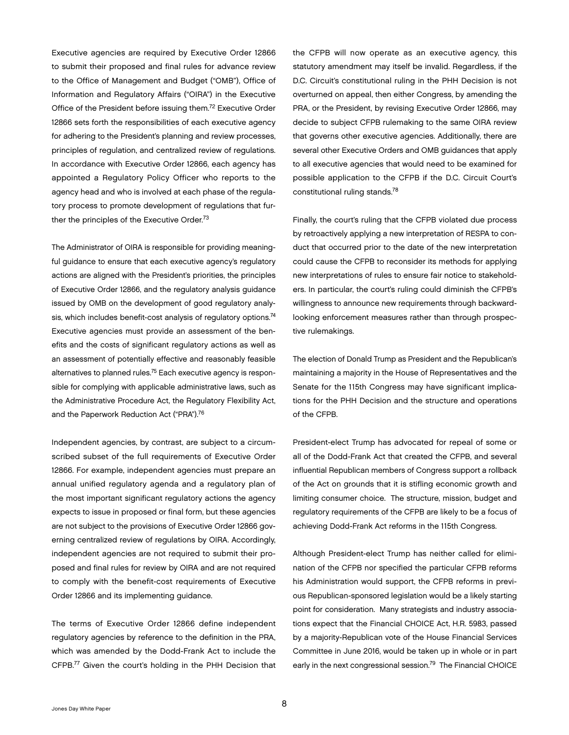Executive agencies are required by Executive Order 12866 to submit their proposed and final rules for advance review to the Office of Management and Budget ("OMB"), Office of Information and Regulatory Affairs ("OIRA") in the Executive Office of the President before issuing them.[72] Executive Order 12866 sets forth the responsibilities of each executive agency for adhering to the President's planning and review processes, principles of regulation, and centralized review of regulations. In accordance with Executive Order 12866, each agency has appointed a Regulatory Policy Officer who reports to the agency head and who is involved at each phase of the regulatory process to promote development of regulations that further the principles of the Executive Order.[73]

The Administrator of OIRA is responsible for providing meaningful guidance to ensure that each executive agency's regulatory actions are aligned with the President's priorities, the principles of Executive Order 12866, and the regulatory analysis guidance issued by OMB on the development of good regulatory analysis, which includes benefit-cost analysis of regulatory options.[74] Executive agencies must provide an assessment of the benefits and the costs of significant regulatory actions as well as an assessment of potentially effective and reasonably feasible alternatives to planned rules.[75] Each executive agency is responsible for complying with applicable administrative laws, such as the Administrative Procedure Act, the Regulatory Flexibility Act, and the Paperwork Reduction Act ("PRA").[76]

Independent agencies, by contrast, are subject to a circumscribed subset of the full requirements of Executive Order 12866. For example, independent agencies must prepare an annual unified regulatory agenda and a regulatory plan of the most important significant regulatory actions the agency expects to issue in proposed or final form, but these agencies are not subject to the provisions of Executive Order 12866 governing centralized review of regulations by OIRA. Accordingly, independent agencies are not required to submit their proposed and final rules for review by OIRA and are not required to comply with the benefit-cost requirements of Executive Order 12866 and its implementing guidance.

The terms of Executive Order 12866 define independent regulatory agencies by reference to the definition in the PRA, which was amended by the Dodd-Frank Act to include the CFPB.[77] Given the court's holding in the PHH Decision that the CFPB will now operate as an executive agency, this statutory amendment may itself be invalid. Regardless, if the D.C. Circuit's constitutional ruling in the PHH Decision is not overturned on appeal, then either Congress, by amending the PRA, or the President, by revising Executive Order 12866, may decide to subject CFPB rulemaking to the same OIRA review that governs other executive agencies. Additionally, there are several other Executive Orders and OMB guidances that apply to all executive agencies that would need to be examined for possible application to the CFPB if the D.C. Circuit Court's constitutional ruling stands.[78]

Finally, the court's ruling that the CFPB violated due process by retroactively applying a new interpretation of RESPA to conduct that occurred prior to the date of the new interpretation could cause the CFPB to reconsider its methods for applying new interpretations of rules to ensure fair notice to stakeholders. In particular, the court's ruling could diminish the CFPB's willingness to announce new requirements through backward-looking enforcement measures rather than through prospective rulemakings.

The election of Donald Trump as President and the Republican's maintaining a majority in the House of Representatives and the Senate for the 115th Congress may have significant implications for the PHH Decision and the structure and operations of the CFPB.

President-elect Trump has advocated for repeal of some or all of the Dodd-Frank Act that created the CFPB, and several influential Republican members of Congress support a rollback of the Act on grounds that it is stifling economic growth and limiting consumer choice. The structure, mission, budget and regulatory requirements of the CFPB are likely to be a focus of achieving Dodd-Frank Act reforms in the 115th Congress.

Although President-elect Trump has neither called for elimination of the CFPB nor specified the particular CFPB reforms his Administration would support, the CFPB reforms in previous Republican-sponsored legislation would be a likely starting point for consideration. Many strategists and industry associations expect that the Financial CHOICE Act, H.R. 5983, passed by a majority-Republican vote of the House Financial Services Committee in June 2016, would be taken up in whole or in part early in the next congressional session.[79] The Financial CHOICE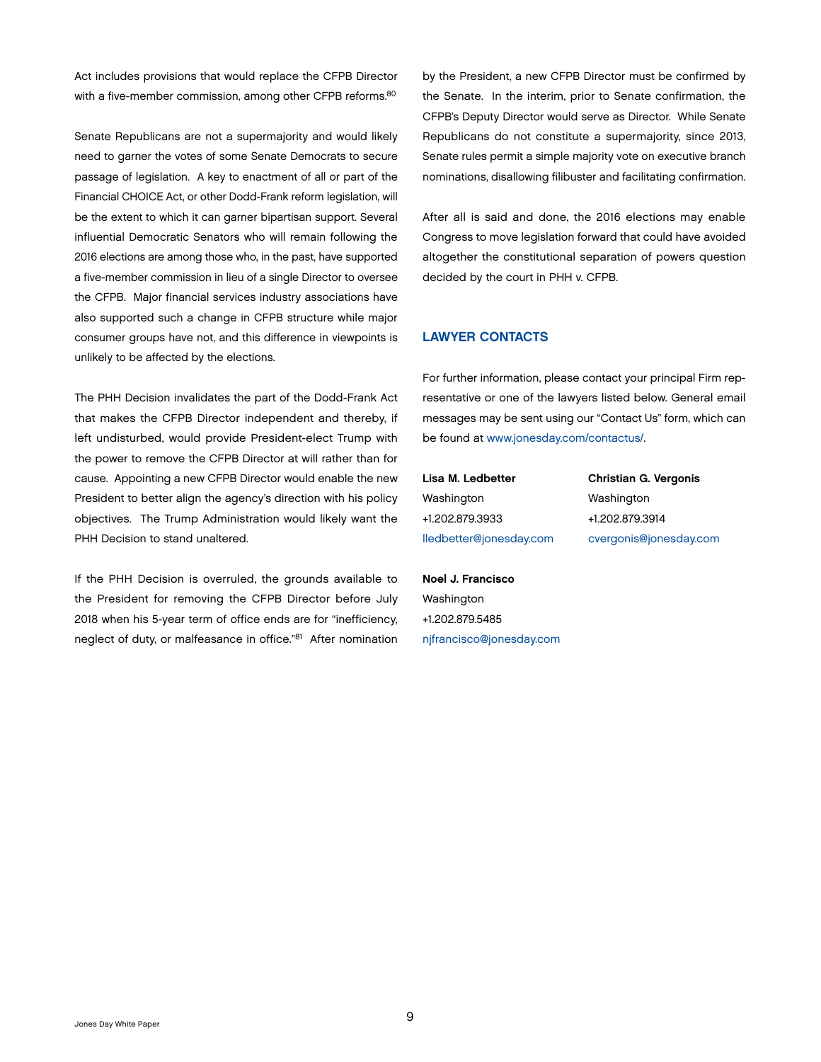Act includes provisions that would replace the CFPB Director with a five-member commission, among other CFPB reforms.[80]

Senate Republicans are not a supermajority and would likely need to garner the votes of some Senate Democrats to secure passage of legislation. A key to enactment of all or part of the Financial CHOICE Act, or other Dodd-Frank reform legislation, will be the extent to which it can garner bipartisan support. Several influential Democratic Senators who will remain following the 2016 elections are among those who, in the past, have supported a five-member commission in lieu of a single Director to oversee the CFPB. Major financial services industry associations have also supported such a change in CFPB structure while major consumer groups have not, and this difference in viewpoints is unlikely to be affected by the elections.

The PHH Decision invalidates the part of the Dodd-Frank Act that makes the CFPB Director independent and thereby, if left undisturbed, would provide President-elect Trump with the power to remove the CFPB Director at will rather than for cause. Appointing a new CFPB Director would enable the new President to better align the agency's direction with his policy objectives. The Trump Administration would likely want the PHH Decision to stand unaltered.

If the PHH Decision is overruled, the grounds available to the President for removing the CFPB Director before July 2018 when his 5-year term of office ends are for "inefficiency, neglect of duty, or malfeasance in office."[81] After nomination by the President, a new CFPB Director must be confirmed by the Senate. In the interim, prior to Senate confirmation, the CFPB's Deputy Director would serve as Director. While Senate Republicans do not constitute a supermajority, since 2013, Senate rules permit a simple majority vote on executive branch nominations, disallowing filibuster and facilitating confirmation.

After all is said and done, the 2016 elections may enable Congress to move legislation forward that could have avoided altogether the constitutional separation of powers question decided by the court in PHH v. CFPB.

## LAWYER CONTACTS

For further information, please contact your principal Firm representative or one of the lawyers listed below. General email messages may be sent using our "Contact Us" form, which can be found at www.jonesday.com/contactus/.

**Lisa M. Ledbetter**
Washington
+1.202.879.3933
lledbetter@jonesday.com

**Christian G. Vergonis**
Washington
+1.202.879.3914
cvergonis@jonesday.com

**Noel J. Francisco**
Washington
+1.202.879.5485
njfrancisco@jonesday.com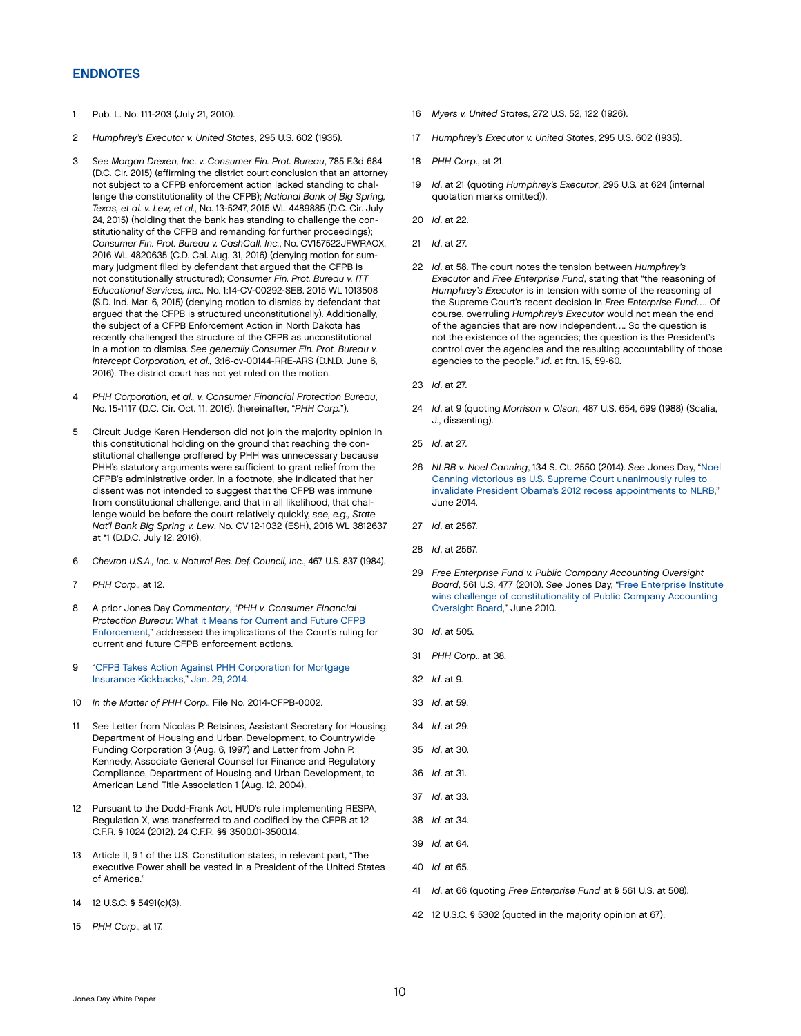## ENDNOTES

1 Pub. L. No. 111-203 (July 21, 2010).

2 *Humphrey's Executor v. United States*, 295 U.S. 602 (1935).

3 *See Morgan Drexen, Inc. v. Consumer Fin. Prot. Bureau*, 785 F.3d 684 (D.C. Cir. 2015) (affirming the district court conclusion that an attorney not subject to a CFPB enforcement action lacked standing to challenge the constitutionality of the CFPB); *National Bank of Big Spring, Texas, et al. v. Lew, et al.*, No. 13-5247, 2015 WL 4489885 (D.C. Cir. July 24, 2015) (holding that the bank has standing to challenge the constitutionality of the CFPB and remanding for further proceedings); *Consumer Fin. Prot. Bureau v. CashCall, Inc.*, No. CV157522JFWRAOX, 2016 WL 4820635 (C.D. Cal. Aug. 31, 2016) (denying motion for summary judgment filed by defendant that argued that the CFPB is not constitutionally structured); *Consumer Fin. Prot. Bureau v. ITT Educational Services, Inc.*, No. 1:14-CV-00292-SEB. 2015 WL 1013508 (S.D. Ind. Mar. 6, 2015) (denying motion to dismiss by defendant that argued that the CFPB is structured unconstitutionally). Additionally, the subject of a CFPB Enforcement Action in North Dakota has recently challenged the structure of the CFPB as unconstitutional in a motion to dismiss. *See generally Consumer Fin. Prot. Bureau v. Intercept Corporation, et al.*, 3:16-cv-00144-RRE-ARS (D.N.D. June 6, 2016). The district court has not yet ruled on the motion.

4 *PHH Corporation, et al., v. Consumer Financial Protection Bureau*, No. 15-1117 (D.C. Cir. Oct. 11, 2016). (hereinafter, "*PHH Corp.*").

5 Circuit Judge Karen Henderson did not join the majority opinion in this constitutional holding on the ground that reaching the constitutional challenge proffered by PHH was unnecessary because PHH's statutory arguments were sufficient to grant relief from the CFPB's administrative order. In a footnote, she indicated that her dissent was not intended to suggest that the CFPB was immune from constitutional challenge, and that in all likelihood, that challenge would be before the court relatively quickly, *see, e.g.*, *State Nat'l Bank Big Spring v. Lew*, No. CV 12-1032 (ESH), 2016 WL 3812637 at *1 (D.D.C. July 12, 2016).

6 *Chevron U.S.A., Inc. v. Natural Res. Def. Council, Inc.*, 467 U.S. 837 (1984).

7 *PHH Corp.*, at 12.

8 A prior Jones Day *Commentary*, "*PHH v. Consumer Financial Protection Bureau*: What it Means for Current and Future CFPB Enforcement," addressed the implications of the Court's ruling for current and future CFPB enforcement actions.

9 "CFPB Takes Action Against PHH Corporation for Mortgage Insurance Kickbacks," Jan. 29, 2014.

10 *In the Matter of PHH Corp.*, File No. 2014-CFPB-0002.

11 *See* Letter from Nicolas P. Retsinas, Assistant Secretary for Housing, Department of Housing and Urban Development, to Countrywide Funding Corporation 3 (Aug. 6, 1997) and Letter from John P. Kennedy, Associate General Counsel for Finance and Regulatory Compliance, Department of Housing and Urban Development, to American Land Title Association 1 (Aug. 12, 2004).

12 Pursuant to the Dodd-Frank Act, HUD's rule implementing RESPA, Regulation X, was transferred to and codified by the CFPB at 12 C.F.R. § 1024 (2012). 24 C.F.R. §§ 3500.01-3500.14.

13 Article II, § 1 of the U.S. Constitution states, in relevant part, "The executive Power shall be vested in a President of the United States of America."

14 12 U.S.C. § 5491(c)(3).

15 *PHH Corp.*, at 17.

16 *Myers v. United States*, 272 U.S. 52, 122 (1926).

17 *Humphrey's Executor v. United States*, 295 U.S. 602 (1935).

18 *PHH Corp.*, at 21.

19 *Id*. at 21 (quoting *Humphrey's Executor*, 295 U.S. at 624 (internal quotation marks omitted)).

20 *Id*. at 22.

21 *Id*. at 27.

22 *Id*. at 58. The court notes the tension between *Humphrey's Executor* and *Free Enterprise Fund*, stating that "the reasoning of *Humphrey's Executor* is in tension with some of the reasoning of the Supreme Court's recent decision in *Free Enterprise Fund*…. Of course, overruling *Humphrey's Executor* would not mean the end of the agencies that are now independent…. So the question is not the existence of the agencies; the question is the President's control over the agencies and the resulting accountability of those agencies to the people." *Id*. at ftn. 15, 59-60.

23 *Id*. at 27.

24 *Id*. at 9 (quoting *Morrison v. Olson*, 487 U.S. 654, 699 (1988) (Scalia, J., dissenting).

25 *Id*. at 27.

26 *NLRB v. Noel Canning*, 134 S. Ct. 2550 (2014). *See* Jones Day, "Noel Canning victorious as U.S. Supreme Court unanimously rules to invalidate President Obama's 2012 recess appointments to NLRB," June 2014.

27 *Id*. at 2567.

28 *Id*. at 2567.

29 *Free Enterprise Fund v. Public Company Accounting Oversight Board*, 561 U.S. 477 (2010). *See* Jones Day, "Free Enterprise Institute wins challenge of constitutionality of Public Company Accounting Oversight Board," June 2010.

30 *Id*. at 505.

31 *PHH Corp.*, at 38.

32 *Id*. at 9.

33 *Id*. at 59.

34 *Id*. at 29.

35 *Id*. at 30.

36 *Id*. at 31.

37 *Id*. at 33.

38 *Id*. at 34.

39 *Id*. at 64.

40 *Id*. at 65.

41 *Id*. at 66 (quoting *Free Enterprise Fund* at § 561 U.S. at 508).

42 12 U.S.C. § 5302 (quoted in the majority opinion at 67).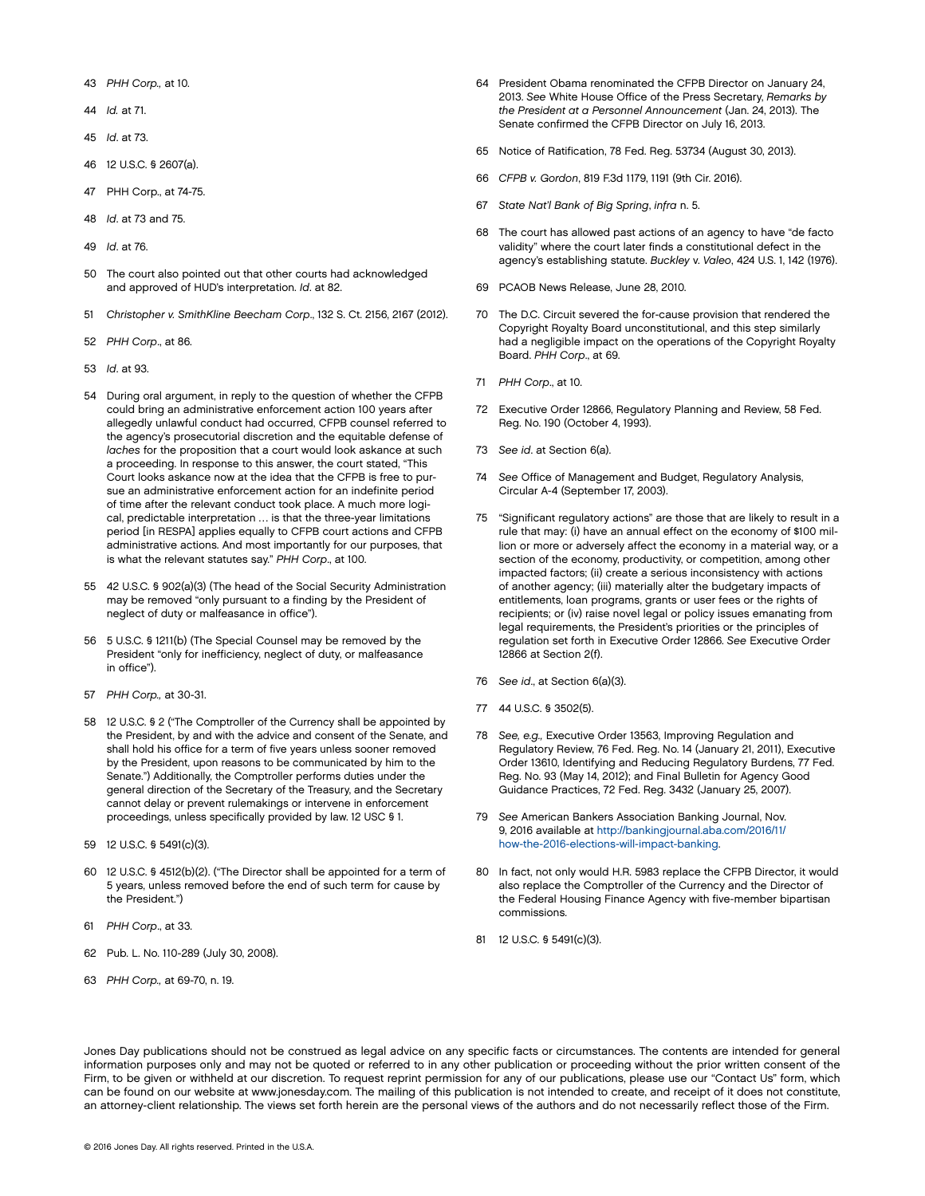43 *PHH Corp.,* at 10.

44 *Id.* at 71.

45 *Id*. at 73.

46 12 U.S.C. § 2607(a).

47 PHH Corp., at 74-75.

48 *Id*. at 73 and 75.

49 *Id*. at 76.

50 The court also pointed out that other courts had acknowledged and approved of HUD's interpretation. *Id*. at 82.

51 *Christopher v. SmithKline Beecham Corp*., 132 S. Ct. 2156, 2167 (2012).

52 *PHH Corp*., at 86.

53 *Id*. at 93.

54 During oral argument, in reply to the question of whether the CFPB could bring an administrative enforcement action 100 years after allegedly unlawful conduct had occurred, CFPB counsel referred to the agency's prosecutorial discretion and the equitable defense of *laches* for the proposition that a court would look askance at such a proceeding. In response to this answer, the court stated, "This Court looks askance now at the idea that the CFPB is free to pursue an administrative enforcement action for an indefinite period of time after the relevant conduct took place. A much more logical, predictable interpretation … is that the three-year limitations period [in RESPA] applies equally to CFPB court actions and CFPB administrative actions. And most importantly for our purposes, that is what the relevant statutes say." *PHH Corp*., at 100.

55 42 U.S.C. § 902(a)(3) (The head of the Social Security Administration may be removed "only pursuant to a finding by the President of neglect of duty or malfeasance in office").

56 5 U.S.C. § 1211(b) (The Special Counsel may be removed by the President "only for inefficiency, neglect of duty, or malfeasance in office").

57 *PHH Corp.,* at 30-31.

58 12 U.S.C. § 2 ("The Comptroller of the Currency shall be appointed by the President, by and with the advice and consent of the Senate, and shall hold his office for a term of five years unless sooner removed by the President, upon reasons to be communicated by him to the Senate.") Additionally, the Comptroller performs duties under the general direction of the Secretary of the Treasury, and the Secretary cannot delay or prevent rulemakings or intervene in enforcement proceedings, unless specifically provided by law. 12 USC § 1.

59 12 U.S.C. § 5491(c)(3).

60 12 U.S.C. § 4512(b)(2). ("The Director shall be appointed for a term of 5 years, unless removed before the end of such term for cause by the President.")

61 *PHH Corp*., at 33.

62 Pub. L. No. 110-289 (July 30, 2008).

63 *PHH Corp.,* at 69-70, n. 19.

64 President Obama renominated the CFPB Director on January 24, 2013. *See* White House Office of the Press Secretary, *Remarks by the President at a Personnel Announcement* (Jan. 24, 2013). The Senate confirmed the CFPB Director on July 16, 2013.

65 Notice of Ratification, 78 Fed. Reg. 53734 (August 30, 2013).

66 *CFPB v. Gordon*, 819 F.3d 1179, 1191 (9th Cir. 2016).

67 *State Nat'l Bank of Big Spring*, *infra* n. 5.

68 The court has allowed past actions of an agency to have "de facto validity" where the court later finds a constitutional defect in the agency's establishing statute. *Buckley* v. *Valeo*, 424 U.S. 1, 142 (1976).

69 PCAOB News Release, June 28, 2010.

70 The D.C. Circuit severed the for-cause provision that rendered the Copyright Royalty Board unconstitutional, and this step similarly had a negligible impact on the operations of the Copyright Royalty Board. *PHH Corp*., at 69.

71 *PHH Corp*., at 10.

72 Executive Order 12866, Regulatory Planning and Review, 58 Fed. Reg. No. 190 (October 4, 1993).

73 *See id*. at Section 6(a).

74 *See* Office of Management and Budget, Regulatory Analysis, Circular A-4 (September 17, 2003).

75 "Significant regulatory actions" are those that are likely to result in a rule that may: (i) have an annual effect on the economy of $100 million or more or adversely affect the economy in a material way, or a section of the economy, productivity, or competition, among other impacted factors; (ii) create a serious inconsistency with actions of another agency; (iii) materially alter the budgetary impacts of entitlements, loan programs, grants or user fees or the rights of recipients; or (iv) raise novel legal or policy issues emanating from legal requirements, the President's priorities or the principles of regulation set forth in Executive Order 12866. *See* Executive Order 12866 at Section 2(f).

76 *See id*., at Section 6(a)(3).

77 44 U.S.C. § 3502(5).

78 *See, e.g.,* Executive Order 13563, Improving Regulation and Regulatory Review, 76 Fed. Reg. No. 14 (January 21, 2011), Executive Order 13610, Identifying and Reducing Regulatory Burdens, 77 Fed. Reg. No. 93 (May 14, 2012); and Final Bulletin for Agency Good Guidance Practices, 72 Fed. Reg. 3432 (January 25, 2007).

79 *See* American Bankers Association Banking Journal, Nov. 9, 2016 available at http://bankingjournal.aba.com/2016/11/how-the-2016-elections-will-impact-banking.

80 In fact, not only would H.R. 5983 replace the CFPB Director, it would also replace the Comptroller of the Currency and the Director of the Federal Housing Finance Agency with five-member bipartisan commissions.

81 12 U.S.C. § 5491(c)(3).

Jones Day publications should not be construed as legal advice on any specific facts or circumstances. The contents are intended for general information purposes only and may not be quoted or referred to in any other publication or proceeding without the prior written consent of the Firm, to be given or withheld at our discretion. To request reprint permission for any of our publications, please use our "Contact Us" form, which can be found on our website at www.jonesday.com. The mailing of this publication is not intended to create, and receipt of it does not constitute, an attorney-client relationship. The views set forth herein are the personal views of the authors and do not necessarily reflect those of the Firm.

© 2016 Jones Day. All rights reserved. Printed in the U.S.A.